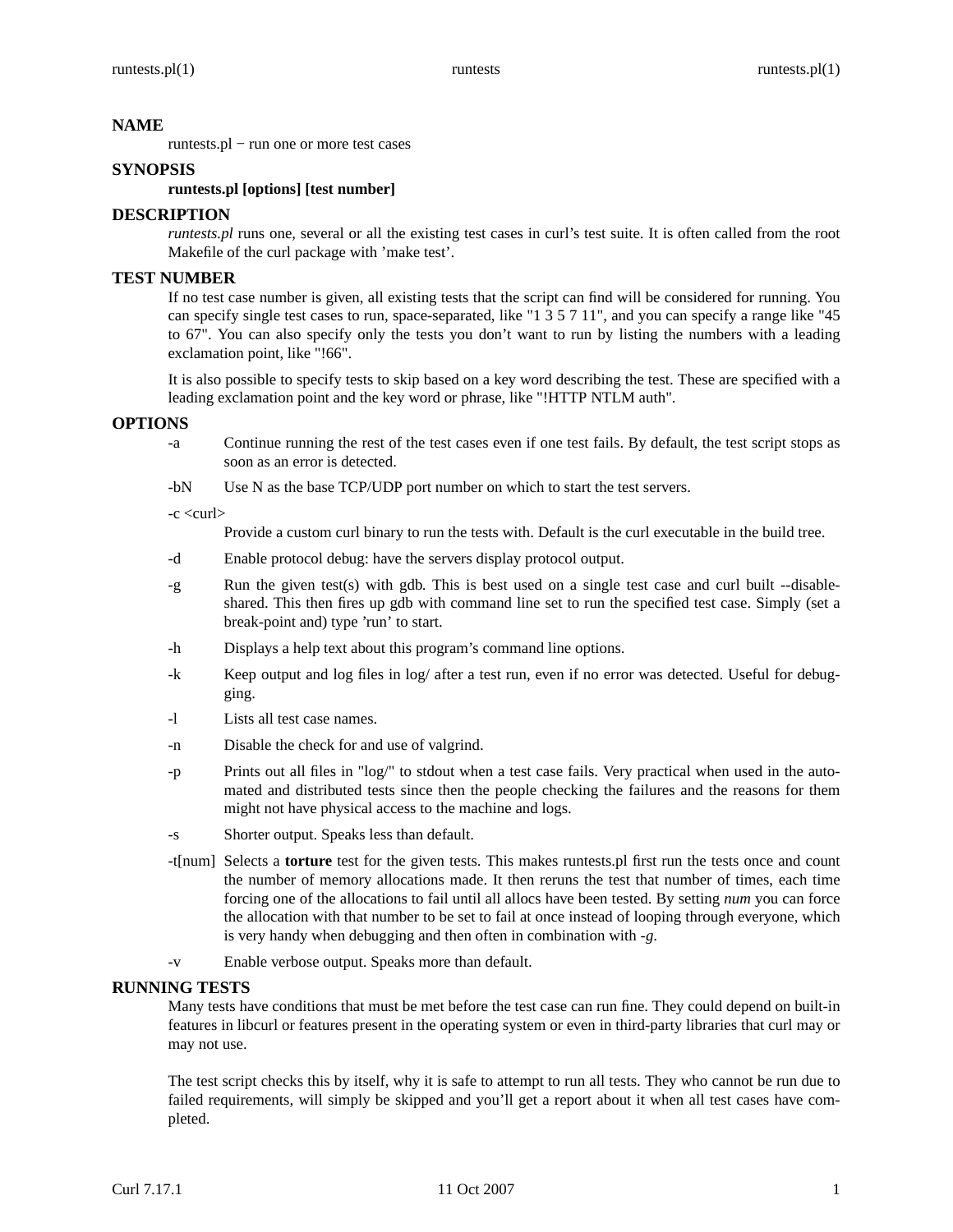## NAME

runtests.pl − run one or more test cases

## SYNOPSIS

**runtests.pl [options] [test number]**

## DESCRIPTION

*runtests.pl* runs one, several or all the existing test cases in curl's test suite. It is often called from the root Makefile of the curl package with 'make test'.

## TEST NUMBER

If no test case number is given, all existing tests that the script can find will be considered for running. You can specify single test cases to run, space-separated, like "1 3 5 7 11", and you can specify a range like "45 to 67". You can also specify only the tests you don't want to run by listing the numbers with a leading exclamation point, like "!66".

It is also possible to specify tests to skip based on a key word describing the test. These are specified with a leading exclamation point and the key word or phrase, like "!HTTP NTLM auth".

## OPTIONS

-a
: Continue running the rest of the test cases even if one test fails. By default, the test script stops as soon as an error is detected.

-bN
: Use N as the base TCP/UDP port number on which to start the test servers.

-c <curl>
: Provide a custom curl binary to run the tests with. Default is the curl executable in the build tree.

-d
: Enable protocol debug: have the servers display protocol output.

-g
: Run the given test(s) with gdb. This is best used on a single test case and curl built --disable-shared. This then fires up gdb with command line set to run the specified test case. Simply (set a break-point and) type 'run' to start.

-h
: Displays a help text about this program's command line options.

-k
: Keep output and log files in log/ after a test run, even if no error was detected. Useful for debugging.

-l
: Lists all test case names.

-n
: Disable the check for and use of valgrind.

-p
: Prints out all files in "log/" to stdout when a test case fails. Very practical when used in the automated and distributed tests since then the people checking the failures and the reasons for them might not have physical access to the machine and logs.

-s
: Shorter output. Speaks less than default.

-t[num]
: Selects a **torture** test for the given tests. This makes runtests.pl first run the tests once and count the number of memory allocations made. It then reruns the test that number of times, each time forcing one of the allocations to fail until all allocs have been tested. By setting *num* you can force the allocation with that number to be set to fail at once instead of looping through everyone, which is very handy when debugging and then often in combination with *-g*.

-v
: Enable verbose output. Speaks more than default.

## RUNNING TESTS

Many tests have conditions that must be met before the test case can run fine. They could depend on built-in features in libcurl or features present in the operating system or even in third-party libraries that curl may or may not use.

The test script checks this by itself, why it is safe to attempt to run all tests. They who cannot be run due to failed requirements, will simply be skipped and you'll get a report about it when all test cases have completed.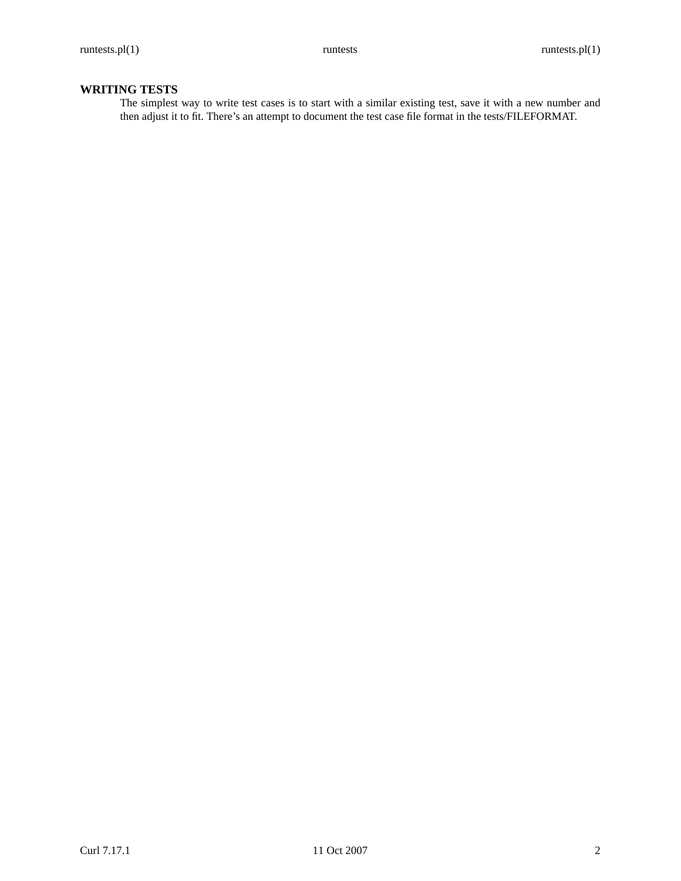## WRITING TESTS

The simplest way to write test cases is to start with a similar existing test, save it with a new number and then adjust it to fit. There's an attempt to document the test case file format in the tests/FILEFORMAT.